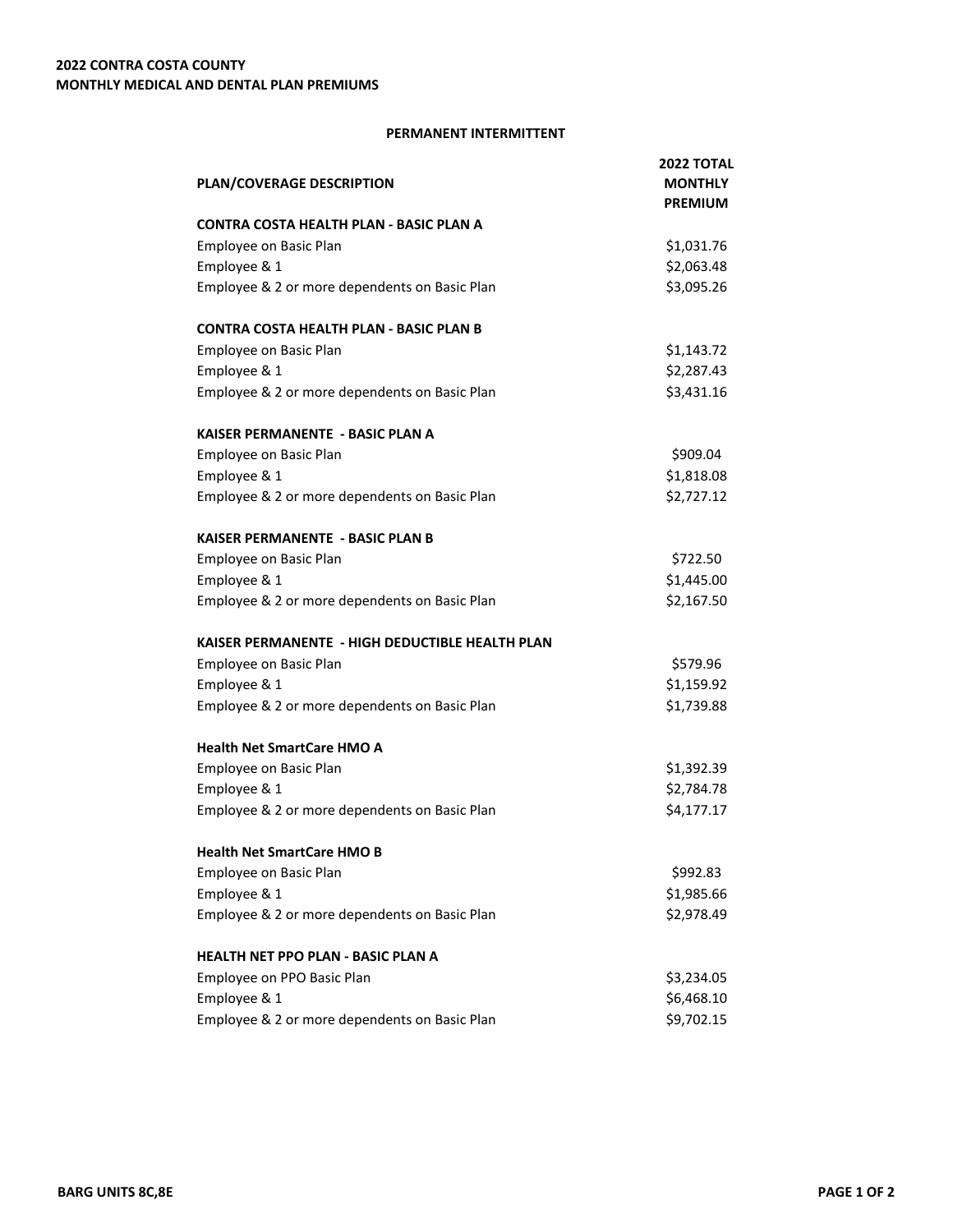**2022 CONTRA COSTA COUNTY**
**MONTHLY MEDICAL AND DENTAL PLAN PREMIUMS**

**PERMANENT INTERMITTENT**

| PLAN/COVERAGE DESCRIPTION | 2022 TOTAL MONTHLY PREMIUM |
|---|---|
| **CONTRA COSTA HEALTH PLAN - BASIC PLAN A** | |
| Employee on Basic Plan | $1,031.76 |
| Employee & 1 | $2,063.48 |
| Employee & 2 or more dependents on Basic Plan | $3,095.26 |
| **CONTRA COSTA HEALTH PLAN - BASIC PLAN B** | |
| Employee on Basic Plan | $1,143.72 |
| Employee & 1 | $2,287.43 |
| Employee & 2 or more dependents on Basic Plan | $3,431.16 |
| **KAISER PERMANENTE - BASIC PLAN A** | |
| Employee on Basic Plan | $909.04 |
| Employee & 1 | $1,818.08 |
| Employee & 2 or more dependents on Basic Plan | $2,727.12 |
| **KAISER PERMANENTE - BASIC PLAN B** | |
| Employee on Basic Plan | $722.50 |
| Employee & 1 | $1,445.00 |
| Employee & 2 or more dependents on Basic Plan | $2,167.50 |
| **KAISER PERMANENTE - HIGH DEDUCTIBLE HEALTH PLAN** | |
| Employee on Basic Plan | $579.96 |
| Employee & 1 | $1,159.92 |
| Employee & 2 or more dependents on Basic Plan | $1,739.88 |
| **Health Net SmartCare HMO A** | |
| Employee on Basic Plan | $1,392.39 |
| Employee & 1 | $2,784.78 |
| Employee & 2 or more dependents on Basic Plan | $4,177.17 |
| **Health Net SmartCare HMO B** | |
| Employee on Basic Plan | $992.83 |
| Employee & 1 | $1,985.66 |
| Employee & 2 or more dependents on Basic Plan | $2,978.49 |
| **HEALTH NET PPO PLAN - BASIC PLAN A** | |
| Employee on PPO Basic Plan | $3,234.05 |
| Employee & 1 | $6,468.10 |
| Employee & 2 or more dependents on Basic Plan | $9,702.15 |

BARG UNITS 8C,8E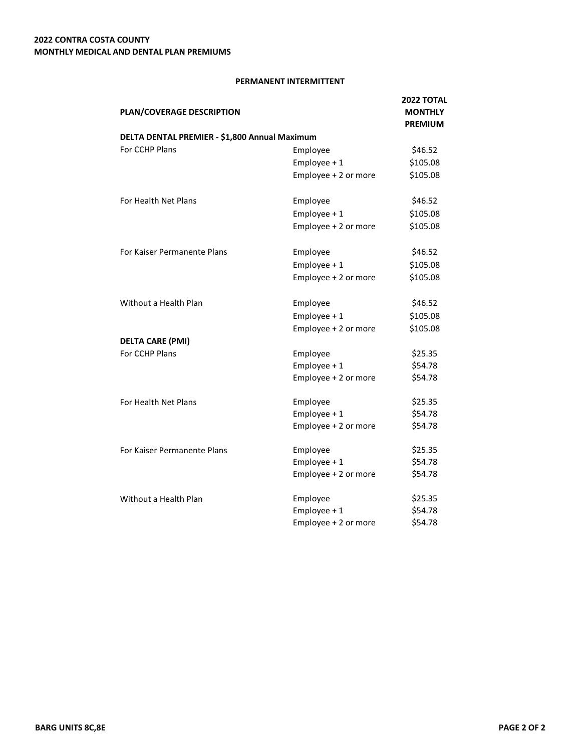**2022 CONTRA COSTA COUNTY**
**MONTHLY MEDICAL AND DENTAL PLAN PREMIUMS**

**PERMANENT INTERMITTENT**

| PLAN/COVERAGE DESCRIPTION | | 2022 TOTAL MONTHLY PREMIUM |
|---|---|---|
| **DELTA DENTAL PREMIER - $1,800 Annual Maximum** | | |
| For CCHP Plans | Employee | $46.52 |
| | Employee + 1 | $105.08 |
| | Employee + 2 or more | $105.08 |
| For Health Net Plans | Employee | $46.52 |
| | Employee + 1 | $105.08 |
| | Employee + 2 or more | $105.08 |
| For Kaiser Permanente Plans | Employee | $46.52 |
| | Employee + 1 | $105.08 |
| | Employee + 2 or more | $105.08 |
| Without a Health Plan | Employee | $46.52 |
| | Employee + 1 | $105.08 |
| | Employee + 2 or more | $105.08 |
| **DELTA CARE (PMI)** | | |
| For CCHP Plans | Employee | $25.35 |
| | Employee + 1 | $54.78 |
| | Employee + 2 or more | $54.78 |
| For Health Net Plans | Employee | $25.35 |
| | Employee + 1 | $54.78 |
| | Employee + 2 or more | $54.78 |
| For Kaiser Permanente Plans | Employee | $25.35 |
| | Employee + 1 | $54.78 |
| | Employee + 2 or more | $54.78 |
| Without a Health Plan | Employee | $25.35 |
| | Employee + 1 | $54.78 |
| | Employee + 2 or more | $54.78 |

**BARG UNITS 8C,8E**